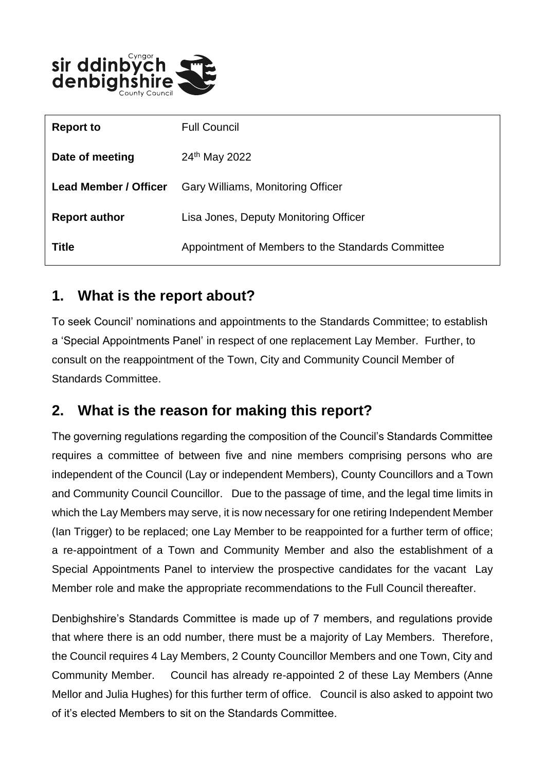sir ddinbych Cyngor
denbighshire County Council

| Report to | Full Council |
| --- | --- |
| Date of meeting | 24th May 2022 |
| Lead Member / Officer | Gary Williams, Monitoring Officer |
| Report author | Lisa Jones, Deputy Monitoring Officer |
| Title | Appointment of Members to the Standards Committee |

## 1. What is the report about?

To seek Council' nominations and appointments to the Standards Committee; to establish a 'Special Appointments Panel' in respect of one replacement Lay Member. Further, to consult on the reappointment of the Town, City and Community Council Member of Standards Committee.

## 2. What is the reason for making this report?

The governing regulations regarding the composition of the Council's Standards Committee requires a committee of between five and nine members comprising persons who are independent of the Council (Lay or independent Members), County Councillors and a Town and Community Council Councillor. Due to the passage of time, and the legal time limits in which the Lay Members may serve, it is now necessary for one retiring Independent Member (Ian Trigger) to be replaced; one Lay Member to be reappointed for a further term of office; a re-appointment of a Town and Community Member and also the establishment of a Special Appointments Panel to interview the prospective candidates for the vacant Lay Member role and make the appropriate recommendations to the Full Council thereafter.

Denbighshire's Standards Committee is made up of 7 members, and regulations provide that where there is an odd number, there must be a majority of Lay Members. Therefore, the Council requires 4 Lay Members, 2 County Councillor Members and one Town, City and Community Member. Council has already re-appointed 2 of these Lay Members (Anne Mellor and Julia Hughes) for this further term of office. Council is also asked to appoint two of it's elected Members to sit on the Standards Committee.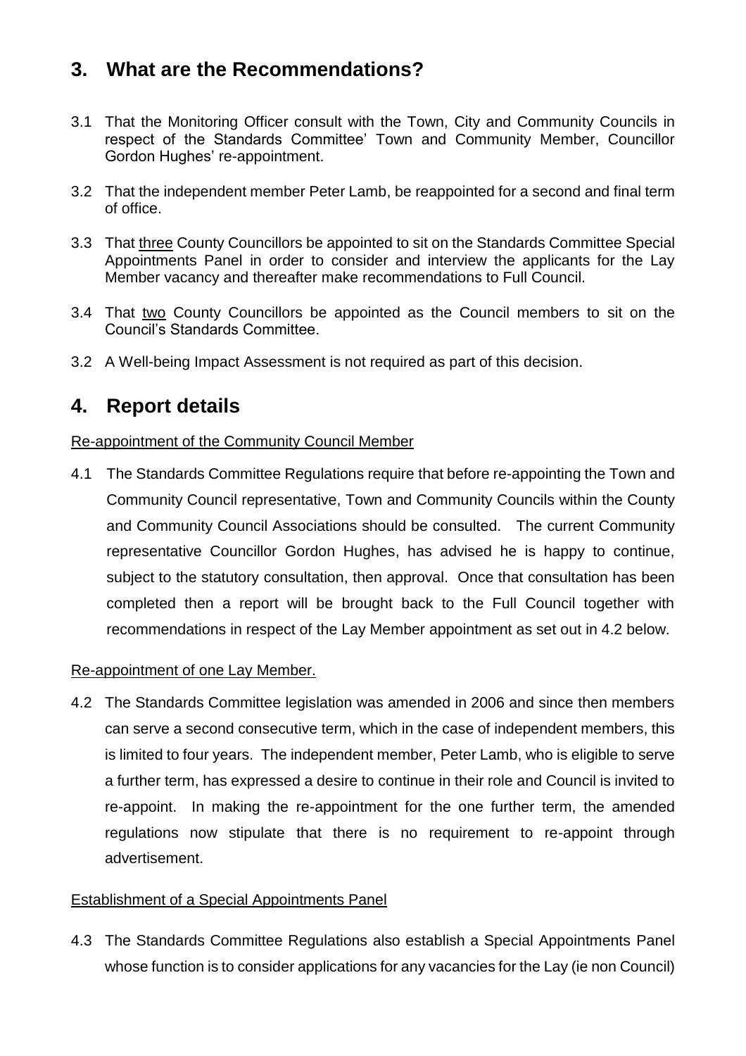## 3. What are the Recommendations?

3.1 That the Monitoring Officer consult with the Town, City and Community Councils in respect of the Standards Committee' Town and Community Member, Councillor Gordon Hughes' re-appointment.

3.2 That the independent member Peter Lamb, be reappointed for a second and final term of office.

3.3 That <u>three</u> County Councillors be appointed to sit on the Standards Committee Special Appointments Panel in order to consider and interview the applicants for the Lay Member vacancy and thereafter make recommendations to Full Council.

3.4 That <u>two</u> County Councillors be appointed as the Council members to sit on the Council's Standards Committee.

3.2 A Well-being Impact Assessment is not required as part of this decision.

## 4. Report details

<u>Re-appointment of the Community Council Member</u>

4.1 The Standards Committee Regulations require that before re-appointing the Town and Community Council representative, Town and Community Councils within the County and Community Council Associations should be consulted. The current Community representative Councillor Gordon Hughes, has advised he is happy to continue, subject to the statutory consultation, then approval. Once that consultation has been completed then a report will be brought back to the Full Council together with recommendations in respect of the Lay Member appointment as set out in 4.2 below.

<u>Re-appointment of one Lay Member.</u>

4.2 The Standards Committee legislation was amended in 2006 and since then members can serve a second consecutive term, which in the case of independent members, this is limited to four years. The independent member, Peter Lamb, who is eligible to serve a further term, has expressed a desire to continue in their role and Council is invited to re-appoint. In making the re-appointment for the one further term, the amended regulations now stipulate that there is no requirement to re-appoint through advertisement.

<u>Establishment of a Special Appointments Panel</u>

4.3 The Standards Committee Regulations also establish a Special Appointments Panel whose function is to consider applications for any vacancies for the Lay (ie non Council)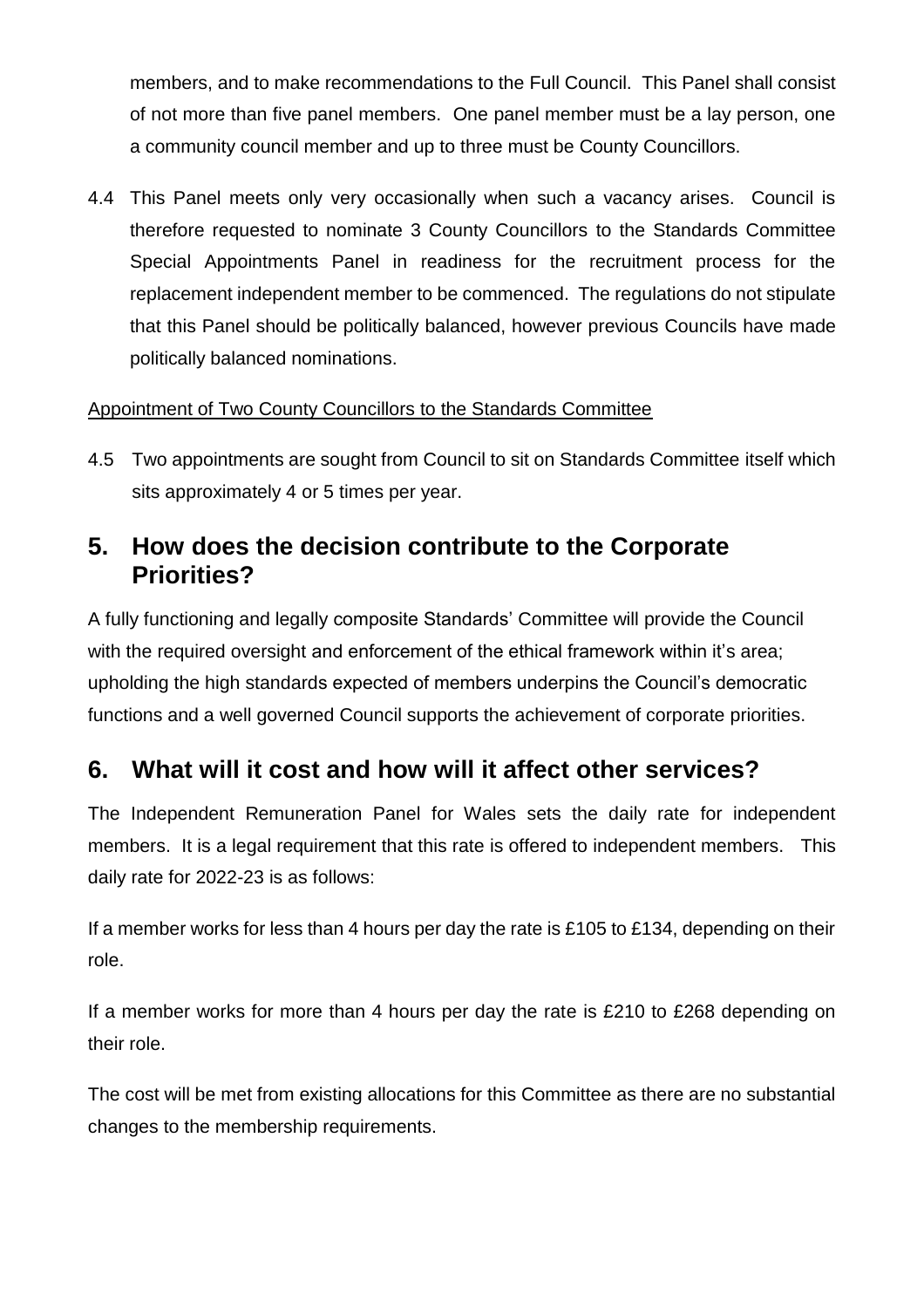members, and to make recommendations to the Full Council. This Panel shall consist of not more than five panel members. One panel member must be a lay person, one a community council member and up to three must be County Councillors.

4.4 This Panel meets only very occasionally when such a vacancy arises. Council is therefore requested to nominate 3 County Councillors to the Standards Committee Special Appointments Panel in readiness for the recruitment process for the replacement independent member to be commenced. The regulations do not stipulate that this Panel should be politically balanced, however previous Councils have made politically balanced nominations.

<u>Appointment of Two County Councillors to the Standards Committee</u>

4.5 Two appointments are sought from Council to sit on Standards Committee itself which sits approximately 4 or 5 times per year.

## 5. How does the decision contribute to the Corporate Priorities?

A fully functioning and legally composite Standards' Committee will provide the Council with the required oversight and enforcement of the ethical framework within it's area; upholding the high standards expected of members underpins the Council's democratic functions and a well governed Council supports the achievement of corporate priorities.

## 6. What will it cost and how will it affect other services?

The Independent Remuneration Panel for Wales sets the daily rate for independent members. It is a legal requirement that this rate is offered to independent members. This daily rate for 2022-23 is as follows:

If a member works for less than 4 hours per day the rate is £105 to £134, depending on their role.

If a member works for more than 4 hours per day the rate is £210 to £268 depending on their role.

The cost will be met from existing allocations for this Committee as there are no substantial changes to the membership requirements.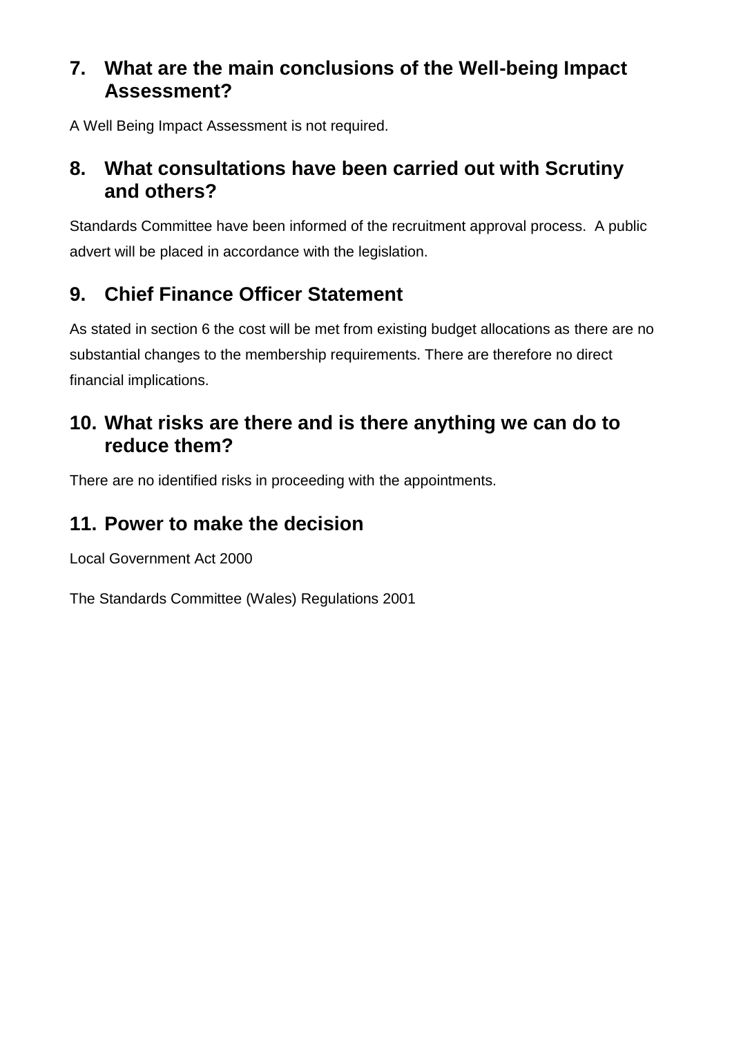## 7. What are the main conclusions of the Well-being Impact Assessment?

A Well Being Impact Assessment is not required.

## 8. What consultations have been carried out with Scrutiny and others?

Standards Committee have been informed of the recruitment approval process. A public advert will be placed in accordance with the legislation.

## 9. Chief Finance Officer Statement

As stated in section 6 the cost will be met from existing budget allocations as there are no substantial changes to the membership requirements. There are therefore no direct financial implications.

## 10. What risks are there and is there anything we can do to reduce them?

There are no identified risks in proceeding with the appointments.

## 11. Power to make the decision

Local Government Act 2000

The Standards Committee (Wales) Regulations 2001